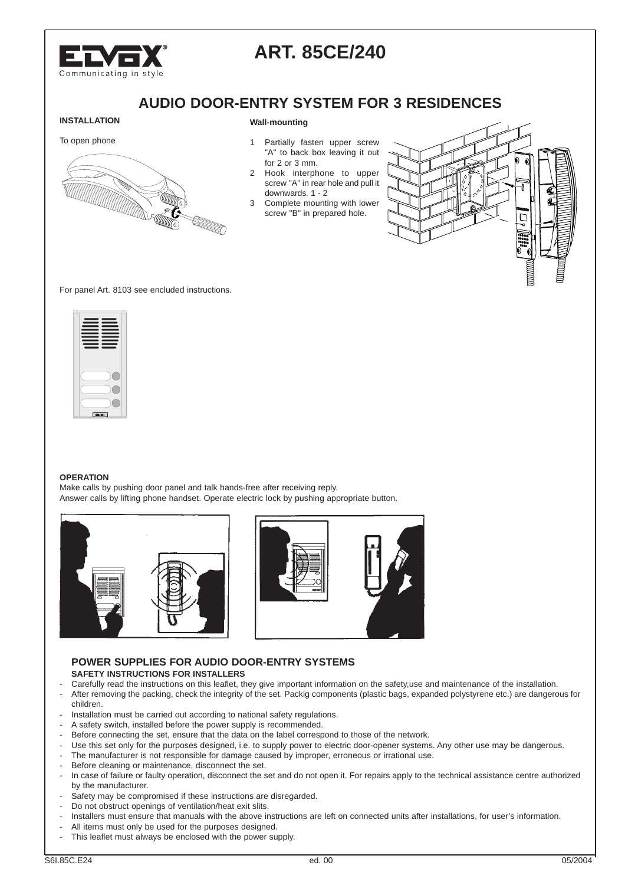# ART. 85CE/240

## AUDIO DOOR-ENTRY SYSTEM FOR 3 RESIDENCES

**INSTALLATION**

To open phone

**Wall-mounting**

1. Partially fasten upper screw "A" to back box leaving it out for 2 or 3 mm.
2. Hook interphone to upper screw "A" in rear hole and pull it downwards. 1 - 2
3. Complete mounting with lower screw "B" in prepared hole.

For panel Art. 8103 see encluded instructions.

**OPERATION**

Make calls by pushing door panel and talk hands-free after receiving reply.
Answer calls by lifting phone handset. Operate electric lock by pushing appropriate button.

### POWER SUPPLIES FOR AUDIO DOOR-ENTRY SYSTEMS

**SAFETY INSTRUCTIONS FOR INSTALLERS**

- Carefully read the instructions on this leaflet, they give important information on the safety,use and maintenance of the installation.
- After removing the packing, check the integrity of the set. Packig components (plastic bags, expanded polystyrene etc.) are dangerous for children.
- Installation must be carried out according to national safety regulations.
- A safety switch, installed before the power supply is recommended.
- Before connecting the set, ensure that the data on the label correspond to those of the network.
- Use this set only for the purposes designed, i.e. to supply power to electric door-opener systems. Any other use may be dangerous.
- The manufacturer is not responsible for damage caused by improper, erroneous or irrational use.
- Before cleaning or maintenance, disconnect the set.
- In case of failure or faulty operation, disconnect the set and do not open it. For repairs apply to the technical assistance centre authorized by the manufacturer.
- Safety may be compromised if these instructions are disregarded.
- Do not obstruct openings of ventilation/heat exit slits.
- Installers must ensure that manuals with the above instructions are left on connected units after installations, for user's information.
- All items must only be used for the purposes designed.
- This leaflet must always be enclosed with the power supply.

S6I.85C.E24 ed. 00 05/2004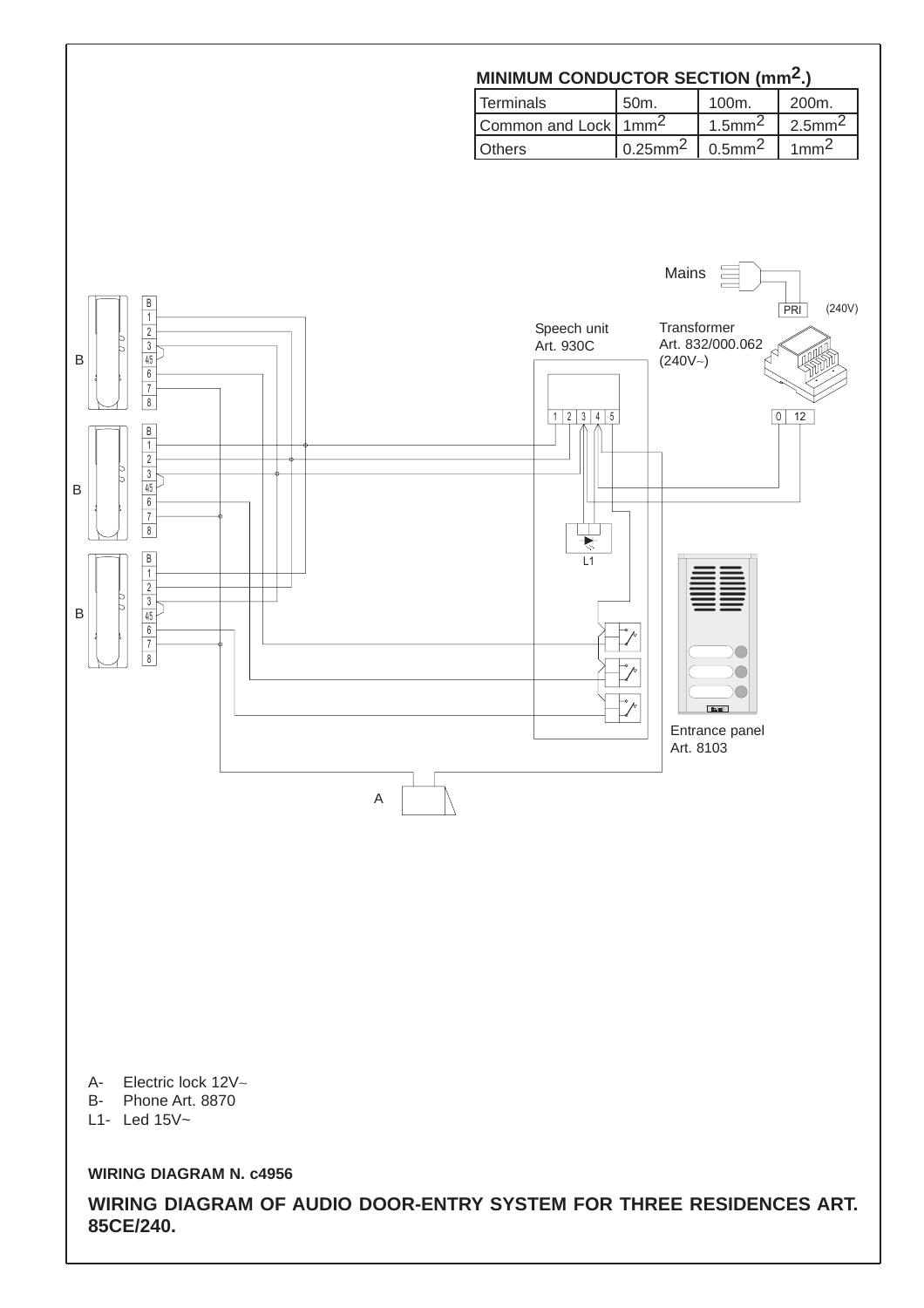**MINIMUM CONDUCTOR SECTION (mm$^2$.)**

| Terminals | 50m. | 100m. | 200m. |
|---|---|---|---|
| Common and Lock | 1mm$^2$ | 1.5mm$^2$ | 2.5mm$^2$ |
| Others | 0.25mm$^2$ | 0.5mm$^2$ | 1mm$^2$ |

Mains

PRI (240V)

Transformer
Art. 832/000.062
(240V~)

0 12

Speech unit
Art. 930C

1 2 3 4 5

L1

Entrance panel
Art. 8103

B 1 2 3 4/5 6 7 8

B

A

A- Electric lock 12V~
B- Phone Art. 8870
L1- Led 15V~

**WIRING DIAGRAM N. c4956**

**WIRING DIAGRAM OF AUDIO DOOR-ENTRY SYSTEM FOR THREE RESIDENCES ART. 85CE/240.**